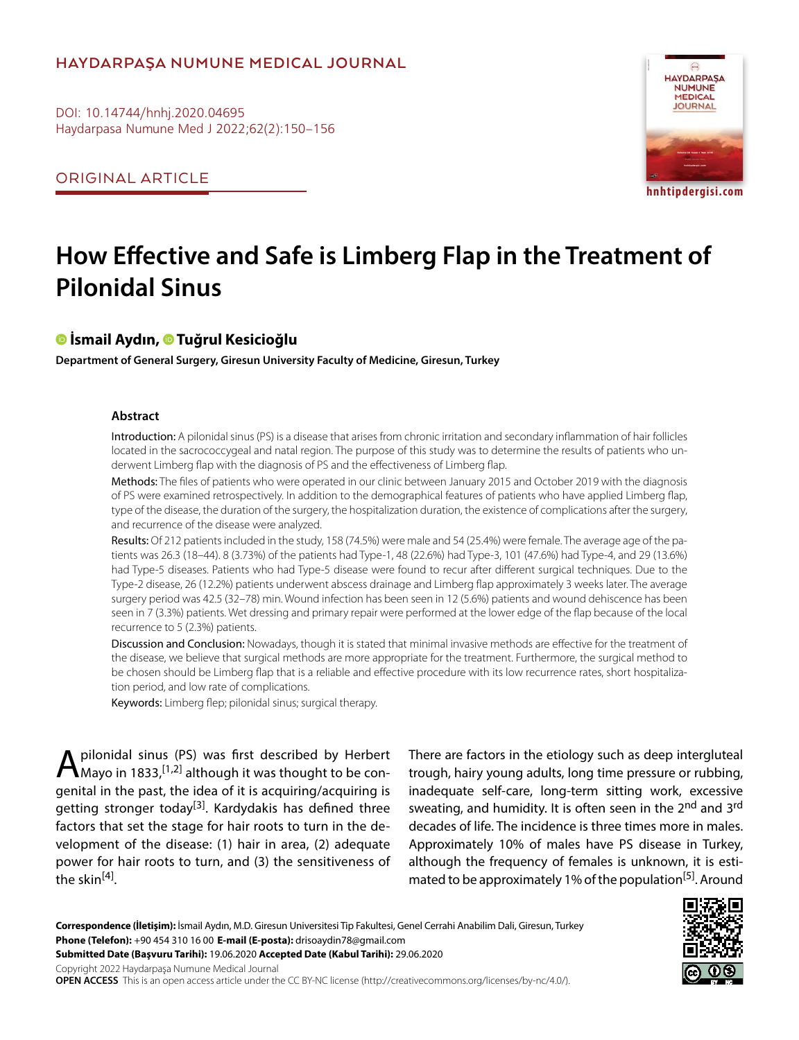HAYDARPAŞA NUMUNE MEDICAL JOURNAL

DOI: 10.14744/hnhj.2020.04695

ORIGINAL ARTICLE

# How Effective and Safe is Limberg Flap in the Treatment of Pilonidal Sinus

**İsmail Aydın, Tuğrul Kesicioğlu**

**Department of General Surgery, Giresun University Faculty of Medicine, Giresun, Turkey**

## Abstract

**Introduction:** A pilonidal sinus (PS) is a disease that arises from chronic irritation and secondary inflammation of hair follicles located in the sacrococcygeal and natal region. The purpose of this study was to determine the results of patients who underwent Limberg flap with the diagnosis of PS and the effectiveness of Limberg flap.

**Methods:** The files of patients who were operated in our clinic between January 2015 and October 2019 with the diagnosis of PS were examined retrospectively. In addition to the demographical features of patients who have applied Limberg flap, type of the disease, the duration of the surgery, the hospitalization duration, the existence of complications after the surgery, and recurrence of the disease were analyzed.

**Results:** Of 212 patients included in the study, 158 (74.5%) were male and 54 (25.4%) were female. The average age of the patients was 26.3 (18–44). 8 (3.73%) of the patients had Type-1, 48 (22.6%) had Type-3, 101 (47.6%) had Type-4, and 29 (13.6%) had Type-5 diseases. Patients who had Type-5 disease were found to recur after different surgical techniques. Due to the Type-2 disease, 26 (12.2%) patients underwent abscess drainage and Limberg flap approximately 3 weeks later. The average surgery period was 42.5 (32–78) min. Wound infection has been seen in 12 (5.6%) patients and wound dehiscence has been seen in 7 (3.3%) patients. Wet dressing and primary repair were performed at the lower edge of the flap because of the local recurrence to 5 (2.3%) patients.

**Discussion and Conclusion:** Nowadays, though it is stated that minimal invasive methods are effective for the treatment of the disease, we believe that surgical methods are more appropriate for the treatment. Furthermore, the surgical method to be chosen should be Limberg flap that is a reliable and effective procedure with its low recurrence rates, short hospitalization period, and low rate of complications.

**Keywords:** Limberg flep; pilonidal sinus; surgical therapy.

A pilonidal sinus (PS) was first described by Herbert Mayo in 1833,[1,2] although it was thought to be congenital in the past, the idea of it is acquiring/acquiring is getting stronger today[3]. Kardydakis has defined three factors that set the stage for hair roots to turn in the development of the disease: (1) hair in area, (2) adequate power for hair roots to turn, and (3) the sensitiveness of the skin[4].

There are factors in the etiology such as deep intergluteal trough, hairy young adults, long time pressure or rubbing, inadequate self-care, long-term sitting work, excessive sweating, and humidity. It is often seen in the 2nd and 3rd decades of life. The incidence is three times more in males. Approximately 10% of males have PS disease in Turkey, although the frequency of females is unknown, it is estimated to be approximately 1% of the population[5]. Around

**Correspondence (İletişim):** İsmail Aydın, M.D. Giresun Universitesi Tip Fakultesi, Genel Cerrahi Anabilim Dali, Giresun, Turkey
**Phone (Telefon):** +90 454 310 16 00 **E-mail (E-posta):** drisoaydin78@gmail.com
**Submitted Date (Başvuru Tarihi):** 19.06.2020 **Accepted Date (Kabul Tarihi):** 29.06.2020
Copyright 2022 Haydarpaşa Numune Medical Journal
**OPEN ACCESS** This is an open access article under the CC BY-NC license (http://creativecommons.org/licenses/by-nc/4.0/).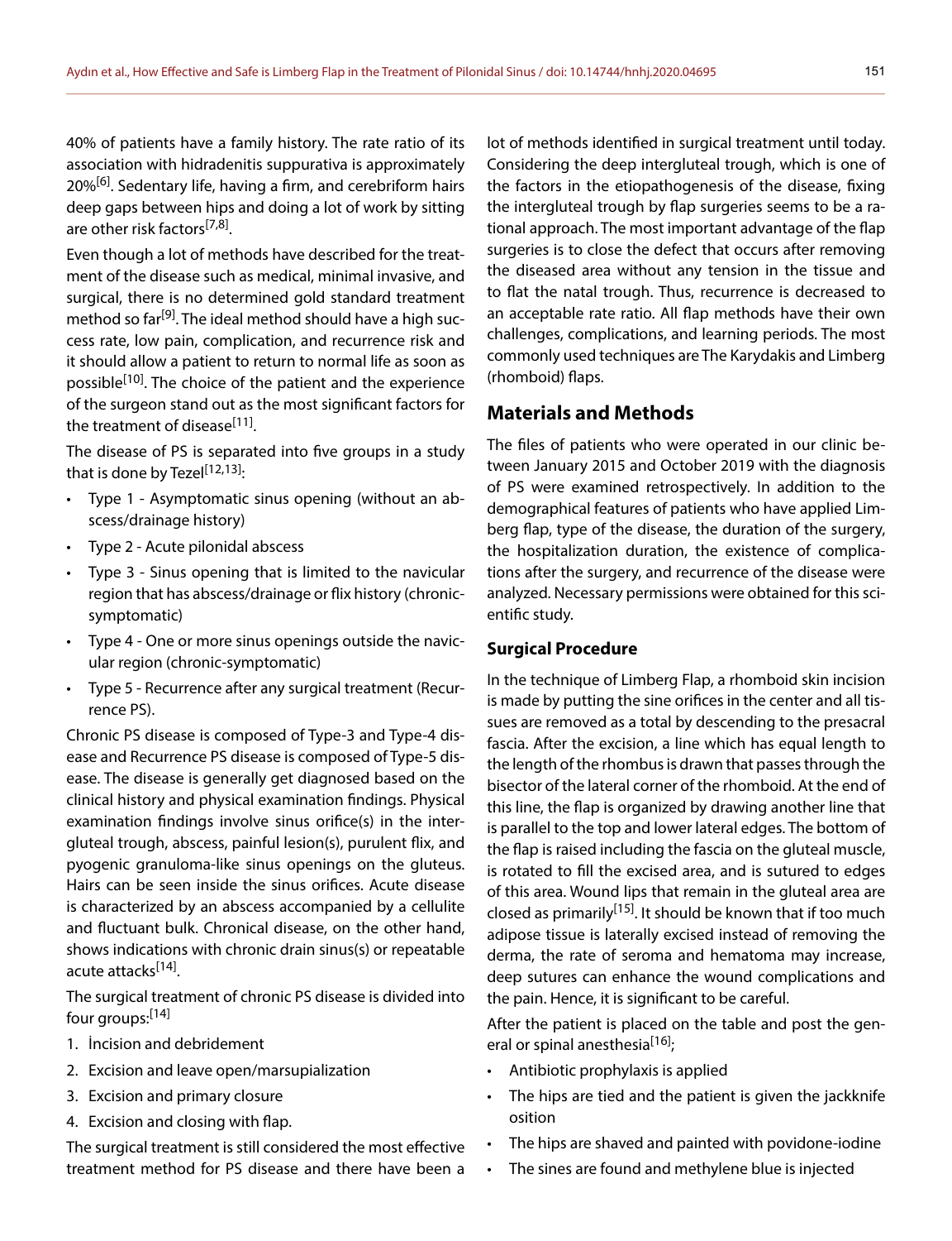40% of patients have a family history. The rate ratio of its association with hidradenitis suppurativa is approximately 20%[6]. Sedentary life, having a firm, and cerebriform hairs deep gaps between hips and doing a lot of work by sitting are other risk factors[7,8].

Even though a lot of methods have described for the treatment of the disease such as medical, minimal invasive, and surgical, there is no determined gold standard treatment method so far[9]. The ideal method should have a high success rate, low pain, complication, and recurrence risk and it should allow a patient to return to normal life as soon as possible[10]. The choice of the patient and the experience of the surgeon stand out as the most significant factors for the treatment of disease[11].

The disease of PS is separated into five groups in a study that is done by Tezel[12,13]:

- Type 1 - Asymptomatic sinus opening (without an abscess/drainage history)
- Type 2 - Acute pilonidal abscess
- Type 3 - Sinus opening that is limited to the navicular region that has abscess/drainage or flix history (chronic-symptomatic)
- Type 4 - One or more sinus openings outside the navicular region (chronic-symptomatic)
- Type 5 - Recurrence after any surgical treatment (Recurrence PS).

Chronic PS disease is composed of Type-3 and Type-4 disease and Recurrence PS disease is composed of Type-5 disease. The disease is generally get diagnosed based on the clinical history and physical examination findings. Physical examination findings involve sinus orifice(s) in the intergluteal trough, abscess, painful lesion(s), purulent flix, and pyogenic granuloma-like sinus openings on the gluteus. Hairs can be seen inside the sinus orifices. Acute disease is characterized by an abscess accompanied by a cellulite and fluctuant bulk. Chronical disease, on the other hand, shows indications with chronic drain sinus(s) or repeatable acute attacks[14].

The surgical treatment of chronic PS disease is divided into four groups:[14]

1. İncision and debridement
2. Excision and leave open/marsupialization
3. Excision and primary closure
4. Excision and closing with flap.

The surgical treatment is still considered the most effective treatment method for PS disease and there have been a lot of methods identified in surgical treatment until today. Considering the deep intergluteal trough, which is one of the factors in the etiopathogenesis of the disease, fixing the intergluteal trough by flap surgeries seems to be a rational approach. The most important advantage of the flap surgeries is to close the defect that occurs after removing the diseased area without any tension in the tissue and to flat the natal trough. Thus, recurrence is decreased to an acceptable rate ratio. All flap methods have their own challenges, complications, and learning periods. The most commonly used techniques are The Karydakis and Limberg (rhomboid) flaps.

## Materials and Methods

The files of patients who were operated in our clinic between January 2015 and October 2019 with the diagnosis of PS were examined retrospectively. In addition to the demographical features of patients who have applied Limberg flap, type of the disease, the duration of the surgery, the hospitalization duration, the existence of complications after the surgery, and recurrence of the disease were analyzed. Necessary permissions were obtained for this scientific study.

### Surgical Procedure

In the technique of Limberg Flap, a rhomboid skin incision is made by putting the sine orifices in the center and all tissues are removed as a total by descending to the presacral fascia. After the excision, a line which has equal length to the length of the rhombus is drawn that passes through the bisector of the lateral corner of the rhomboid. At the end of this line, the flap is organized by drawing another line that is parallel to the top and lower lateral edges. The bottom of the flap is raised including the fascia on the gluteal muscle, is rotated to fill the excised area, and is sutured to edges of this area. Wound lips that remain in the gluteal area are closed as primarily[15]. It should be known that if too much adipose tissue is laterally excised instead of removing the derma, the rate of seroma and hematoma may increase, deep sutures can enhance the wound complications and the pain. Hence, it is significant to be careful.

After the patient is placed on the table and post the general or spinal anesthesia[16];

- Antibiotic prophylaxis is applied
- The hips are tied and the patient is given the jackknife osition
- The hips are shaved and painted with povidone-iodine
- The sines are found and methylene blue is injected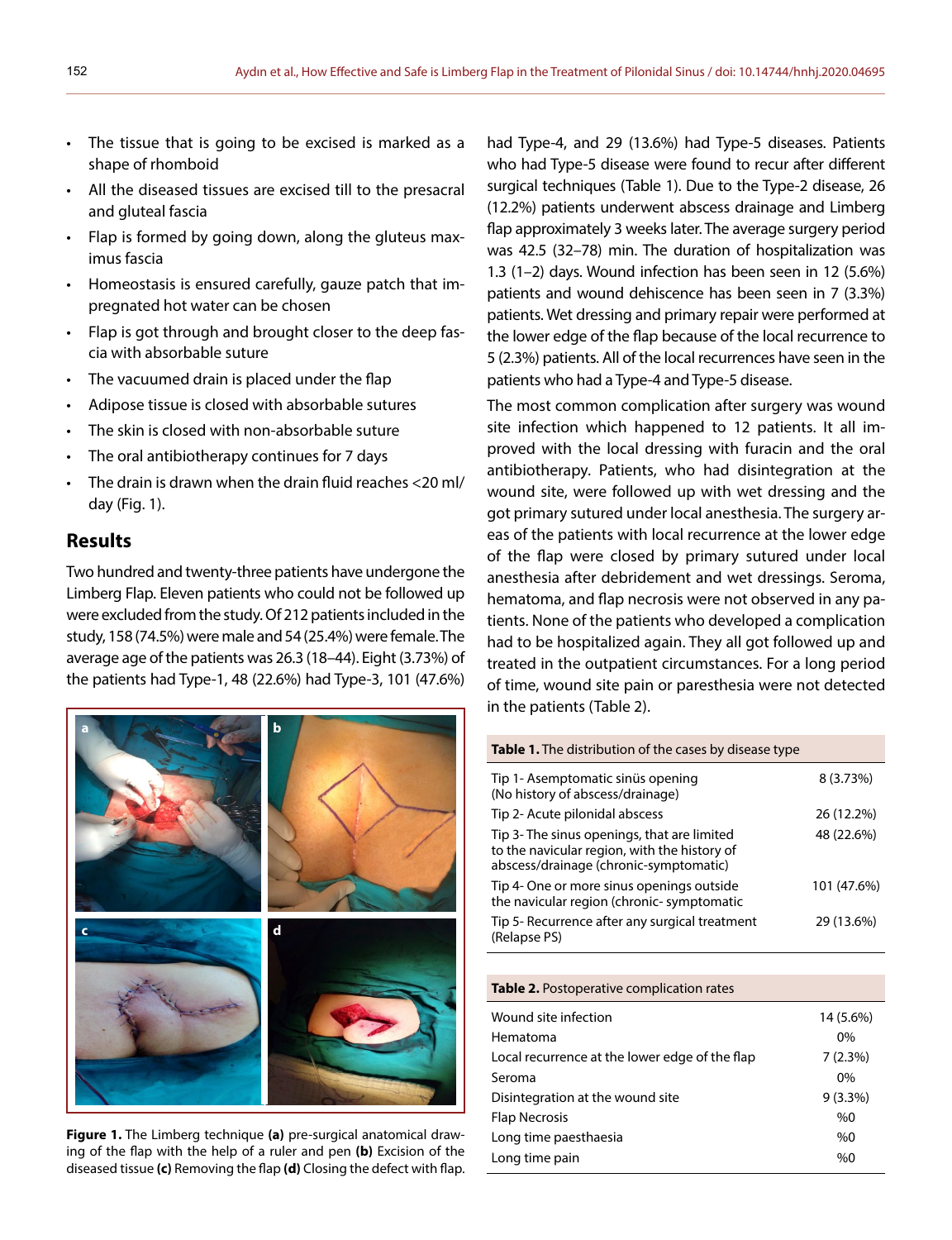- The tissue that is going to be excised is marked as a shape of rhomboid
- All the diseased tissues are excised till to the presacral and gluteal fascia
- Flap is formed by going down, along the gluteus maximus fascia
- Homeostasis is ensured carefully, gauze patch that impregnated hot water can be chosen
- Flap is got through and brought closer to the deep fascia with absorbable suture
- The vacuumed drain is placed under the flap
- Adipose tissue is closed with absorbable sutures
- The skin is closed with non-absorbable suture
- The oral antibiotherapy continues for 7 days
- The drain is drawn when the drain fluid reaches <20 ml/day (Fig. 1).

## Results

Two hundred and twenty-three patients have undergone the Limberg Flap. Eleven patients who could not be followed up were excluded from the study. Of 212 patients included in the study, 158 (74.5%) were male and 54 (25.4%) were female. The average age of the patients was 26.3 (18–44). Eight (3.73%) of the patients had Type-1, 48 (22.6%) had Type-3, 101 (47.6%) had Type-4, and 29 (13.6%) had Type-5 diseases. Patients who had Type-5 disease were found to recur after different surgical techniques (Table 1). Due to the Type-2 disease, 26 (12.2%) patients underwent abscess drainage and Limberg flap approximately 3 weeks later. The average surgery period was 42.5 (32–78) min. The duration of hospitalization was 1.3 (1–2) days. Wound infection has been seen in 12 (5.6%) patients and wound dehiscence has been seen in 7 (3.3%) patients. Wet dressing and primary repair were performed at the lower edge of the flap because of the local recurrence to 5 (2.3%) patients. All of the local recurrences have seen in the patients who had a Type-4 and Type-5 disease.

The most common complication after surgery was wound site infection which happened to 12 patients. It all improved with the local dressing with furacin and the oral antibiotherapy. Patients, who had disintegration at the wound site, were followed up with wet dressing and the got primary sutured under local anesthesia. The surgery areas of the patients with local recurrence at the lower edge of the flap were closed by primary sutured under local anesthesia after debridement and wet dressings. Seroma, hematoma, and flap necrosis were not observed in any patients. None of the patients who developed a complication had to be hospitalized again. They all got followed up and treated in the outpatient circumstances. For a long period of time, wound site pain or paresthesia were not detected in the patients (Table 2).

**Figure 1.** The Limberg technique **(a)** pre-surgical anatomical drawing of the flap with the help of a ruler and pen **(b)** Excision of the diseased tissue **(c)** Removing the flap **(d)** Closing the defect with flap.

**Table 1.** The distribution of the cases by disease type

| | |
|---|---|
| Tip 1- Asemptomatic sinüs opening (No history of abscess/drainage) | 8 (3.73%) |
| Tip 2- Acute pilonidal abscess | 26 (12.2%) |
| Tip 3- The sinus openings, that are limited to the navicular region, with the history of abscess/drainage (chronic-symptomatic) | 48 (22.6%) |
| Tip 4- One or more sinus openings outside the navicular region (chronic- symptomatic | 101 (47.6%) |
| Tip 5- Recurrence after any surgical treatment (Relapse PS) | 29 (13.6%) |

**Table 2.** Postoperative complication rates

| | |
|---|---|
| Wound site infection | 14 (5.6%) |
| Hematoma | 0% |
| Local recurrence at the lower edge of the flap | 7 (2.3%) |
| Seroma | 0% |
| Disintegration at the wound site | 9 (3.3%) |
| Flap Necrosis | %0 |
| Long time paesthaesia | %0 |
| Long time pain | %0 |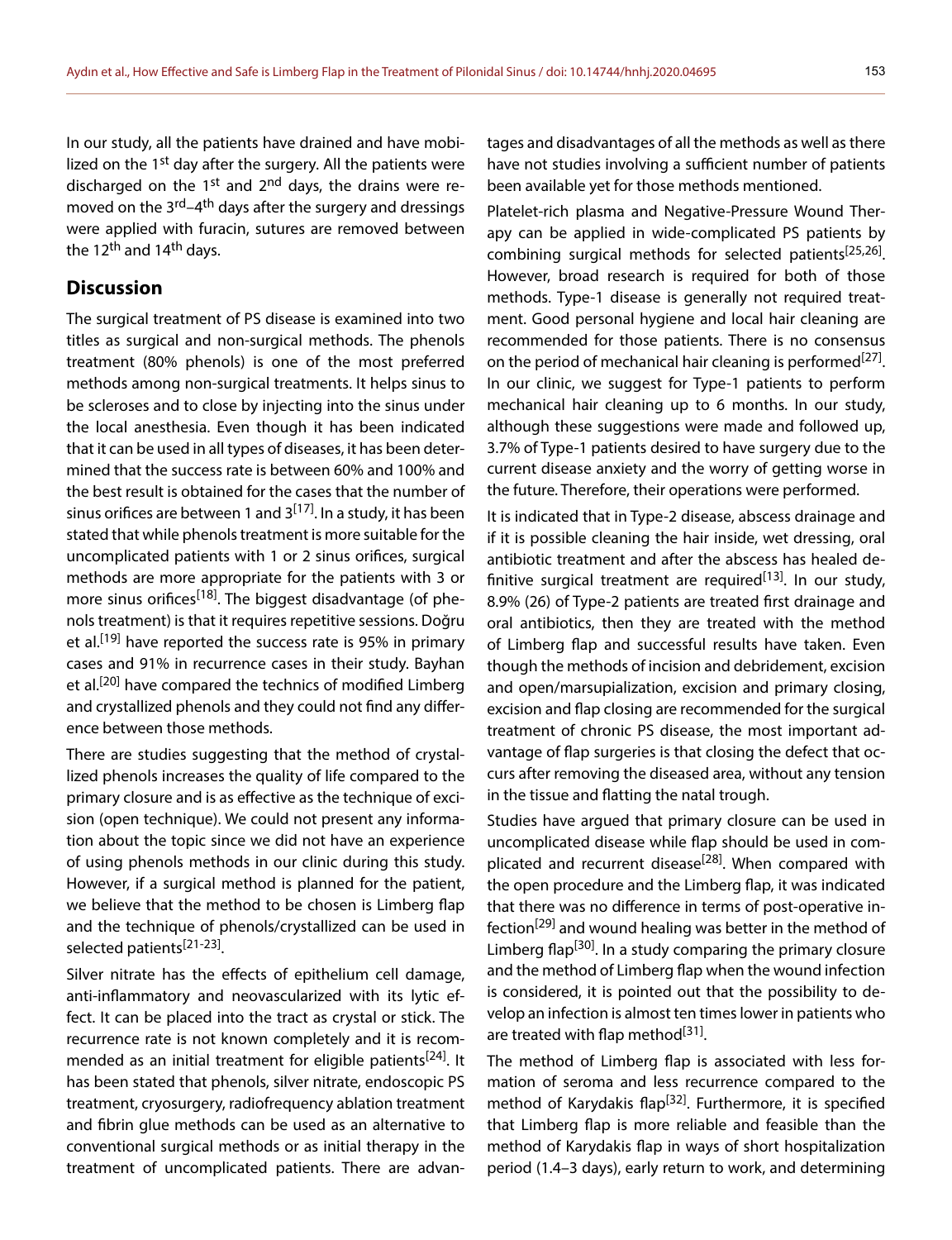In our study, all the patients have drained and have mobilized on the 1st day after the surgery. All the patients were discharged on the 1st and 2nd days, the drains were removed on the 3rd–4th days after the surgery and dressings were applied with furacin, sutures are removed between the 12th and 14th days.

## Discussion

The surgical treatment of PS disease is examined into two titles as surgical and non-surgical methods. The phenols treatment (80% phenols) is one of the most preferred methods among non-surgical treatments. It helps sinus to be scleroses and to close by injecting into the sinus under the local anesthesia. Even though it has been indicated that it can be used in all types of diseases, it has been determined that the success rate is between 60% and 100% and the best result is obtained for the cases that the number of sinus orifices are between 1 and 3[17]. In a study, it has been stated that while phenols treatment is more suitable for the uncomplicated patients with 1 or 2 sinus orifices, surgical methods are more appropriate for the patients with 3 or more sinus orifices[18]. The biggest disadvantage (of phenols treatment) is that it requires repetitive sessions. Doğru et al.[19] have reported the success rate is 95% in primary cases and 91% in recurrence cases in their study. Bayhan et al.[20] have compared the technics of modified Limberg and crystallized phenols and they could not find any difference between those methods.

There are studies suggesting that the method of crystallized phenols increases the quality of life compared to the primary closure and is as effective as the technique of excision (open technique). We could not present any information about the topic since we did not have an experience of using phenols methods in our clinic during this study. However, if a surgical method is planned for the patient, we believe that the method to be chosen is Limberg flap and the technique of phenols/crystallized can be used in selected patients[21-23].

Silver nitrate has the effects of epithelium cell damage, anti-inflammatory and neovascularized with its lytic effect. It can be placed into the tract as crystal or stick. The recurrence rate is not known completely and it is recommended as an initial treatment for eligible patients[24]. It has been stated that phenols, silver nitrate, endoscopic PS treatment, cryosurgery, radiofrequency ablation treatment and fibrin glue methods can be used as an alternative to conventional surgical methods or as initial therapy in the treatment of uncomplicated patients. There are advantages and disadvantages of all the methods as well as there have not studies involving a sufficient number of patients been available yet for those methods mentioned.

Platelet-rich plasma and Negative-Pressure Wound Therapy can be applied in wide-complicated PS patients by combining surgical methods for selected patients[25,26]. However, broad research is required for both of those methods. Type-1 disease is generally not required treatment. Good personal hygiene and local hair cleaning are recommended for those patients. There is no consensus on the period of mechanical hair cleaning is performed[27]. In our clinic, we suggest for Type-1 patients to perform mechanical hair cleaning up to 6 months. In our study, although these suggestions were made and followed up, 3.7% of Type-1 patients desired to have surgery due to the current disease anxiety and the worry of getting worse in the future. Therefore, their operations were performed.

It is indicated that in Type-2 disease, abscess drainage and if it is possible cleaning the hair inside, wet dressing, oral antibiotic treatment and after the abscess has healed definitive surgical treatment are required[13]. In our study, 8.9% (26) of Type-2 patients are treated first drainage and oral antibiotics, then they are treated with the method of Limberg flap and successful results have taken. Even though the methods of incision and debridement, excision and open/marsupialization, excision and primary closing, excision and flap closing are recommended for the surgical treatment of chronic PS disease, the most important advantage of flap surgeries is that closing the defect that occurs after removing the diseased area, without any tension in the tissue and flatting the natal trough.

Studies have argued that primary closure can be used in uncomplicated disease while flap should be used in complicated and recurrent disease[28]. When compared with the open procedure and the Limberg flap, it was indicated that there was no difference in terms of post-operative infection[29] and wound healing was better in the method of Limberg flap[30]. In a study comparing the primary closure and the method of Limberg flap when the wound infection is considered, it is pointed out that the possibility to develop an infection is almost ten times lower in patients who are treated with flap method[31].

The method of Limberg flap is associated with less formation of seroma and less recurrence compared to the method of Karydakis flap[32]. Furthermore, it is specified that Limberg flap is more reliable and feasible than the method of Karydakis flap in ways of short hospitalization period (1.4–3 days), early return to work, and determining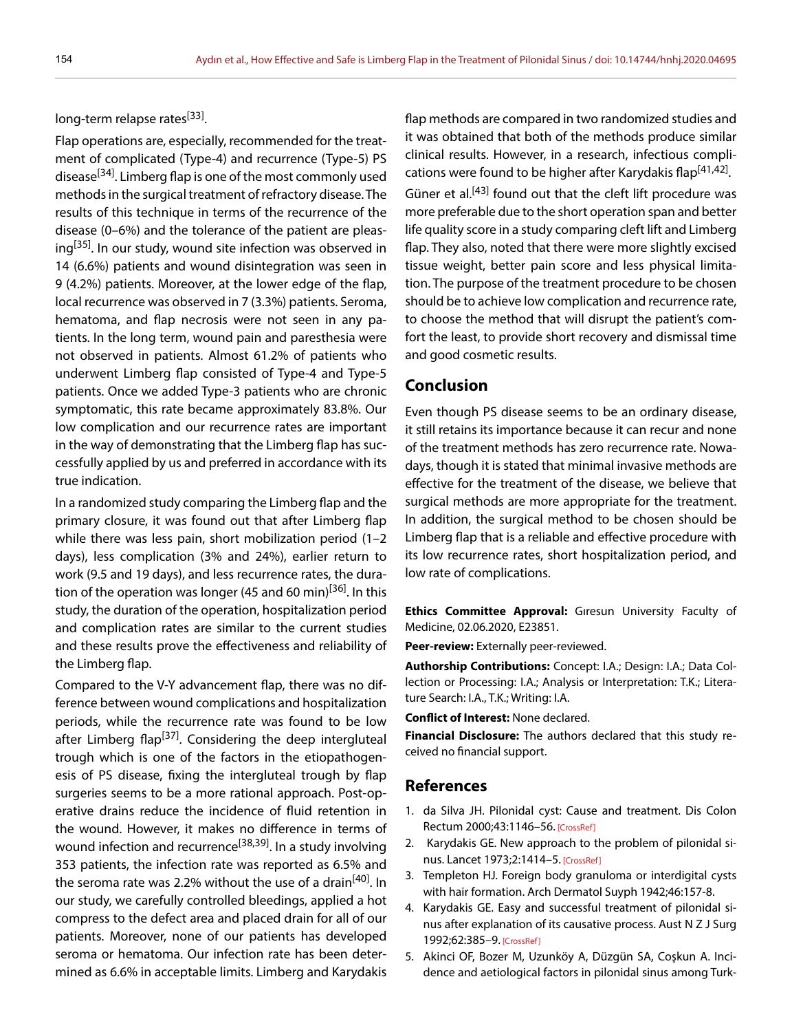long-term relapse rates[33].

Flap operations are, especially, recommended for the treatment of complicated (Type-4) and recurrence (Type-5) PS disease[34]. Limberg flap is one of the most commonly used methods in the surgical treatment of refractory disease. The results of this technique in terms of the recurrence of the disease (0–6%) and the tolerance of the patient are pleasing[35]. In our study, wound site infection was observed in 14 (6.6%) patients and wound disintegration was seen in 9 (4.2%) patients. Moreover, at the lower edge of the flap, local recurrence was observed in 7 (3.3%) patients. Seroma, hematoma, and flap necrosis were not seen in any patients. In the long term, wound pain and paresthesia were not observed in patients. Almost 61.2% of patients who underwent Limberg flap consisted of Type-4 and Type-5 patients. Once we added Type-3 patients who are chronic symptomatic, this rate became approximately 83.8%. Our low complication and our recurrence rates are important in the way of demonstrating that the Limberg flap has successfully applied by us and preferred in accordance with its true indication.

In a randomized study comparing the Limberg flap and the primary closure, it was found out that after Limberg flap while there was less pain, short mobilization period (1–2 days), less complication (3% and 24%), earlier return to work (9.5 and 19 days), and less recurrence rates, the duration of the operation was longer (45 and 60 min)[36]. In this study, the duration of the operation, hospitalization period and complication rates are similar to the current studies and these results prove the effectiveness and reliability of the Limberg flap.

Compared to the V-Y advancement flap, there was no difference between wound complications and hospitalization periods, while the recurrence rate was found to be low after Limberg flap[37]. Considering the deep intergluteal trough which is one of the factors in the etiopathogenesis of PS disease, fixing the intergluteal trough by flap surgeries seems to be a more rational approach. Post-operative drains reduce the incidence of fluid retention in the wound. However, it makes no difference in terms of wound infection and recurrence[38,39]. In a study involving 353 patients, the infection rate was reported as 6.5% and the seroma rate was 2.2% without the use of a drain[40]. In our study, we carefully controlled bleedings, applied a hot compress to the defect area and placed drain for all of our patients. Moreover, none of our patients has developed seroma or hematoma. Our infection rate has been determined as 6.6% in acceptable limits. Limberg and Karydakis flap methods are compared in two randomized studies and it was obtained that both of the methods produce similar clinical results. However, in a research, infectious complications were found to be higher after Karydakis flap[41,42]. Güner et al.[43] found out that the cleft lift procedure was more preferable due to the short operation span and better life quality score in a study comparing cleft lift and Limberg flap. They also, noted that there were more slightly excised tissue weight, better pain score and less physical limitation. The purpose of the treatment procedure to be chosen should be to achieve low complication and recurrence rate, to choose the method that will disrupt the patient's comfort the least, to provide short recovery and dismissal time and good cosmetic results.

## Conclusion

Even though PS disease seems to be an ordinary disease, it still retains its importance because it can recur and none of the treatment methods has zero recurrence rate. Nowadays, though it is stated that minimal invasive methods are effective for the treatment of the disease, we believe that surgical methods are more appropriate for the treatment. In addition, the surgical method to be chosen should be Limberg flap that is a reliable and effective procedure with its low recurrence rates, short hospitalization period, and low rate of complications.

**Ethics Committee Approval:** Gıresun University Faculty of Medicine, 02.06.2020, E23851.

**Peer-review:** Externally peer-reviewed.

**Authorship Contributions:** Concept: I.A.; Design: I.A.; Data Collection or Processing: I.A.; Analysis or Interpretation: T.K.; Literature Search: I.A., T.K.; Writing: I.A.

**Conflict of Interest:** None declared.

**Financial Disclosure:** The authors declared that this study received no financial support.

## References

1. da Silva JH. Pilonidal cyst: Cause and treatment. Dis Colon Rectum 2000;43:1146–56. [CrossRef]
2. Karydakis GE. New approach to the problem of pilonidal sinus. Lancet 1973;2:1414–5. [CrossRef]
3. Templeton HJ. Foreign body granuloma or interdigital cysts with hair formation. Arch Dermatol Suyph 1942;46:157-8.
4. Karydakis GE. Easy and successful treatment of pilonidal sinus after explanation of its causative process. Aust N Z J Surg 1992;62:385–9. [CrossRef]
5. Akinci OF, Bozer M, Uzunköy A, Düzgün SA, Coşkun A. Incidence and aetiological factors in pilonidal sinus among Turk-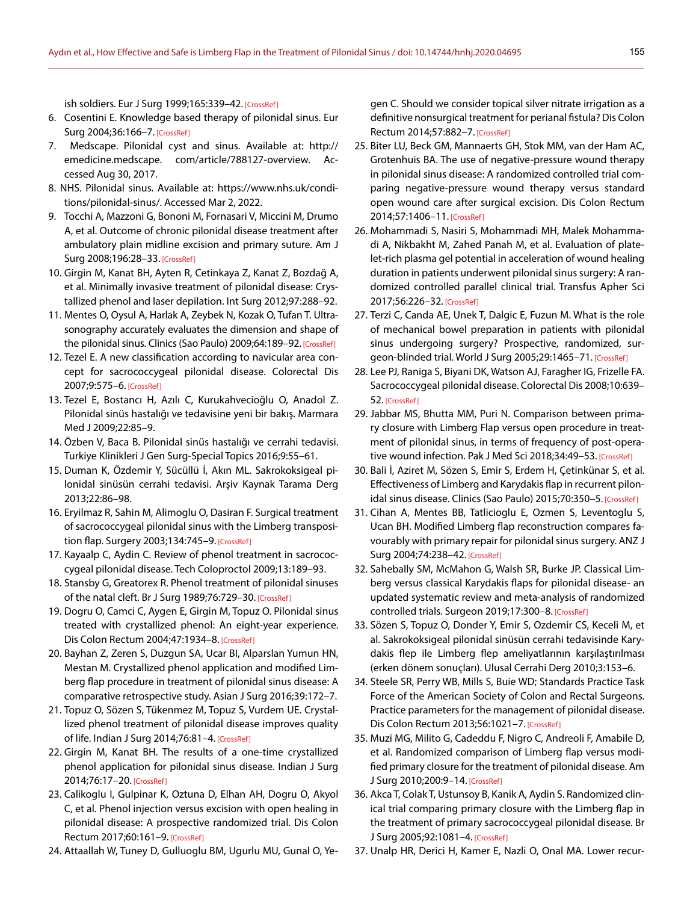ish soldiers. Eur J Surg 1999;165:339–42. [CrossRef]

6. Cosentini E. Knowledge based therapy of pilonidal sinus. Eur Surg 2004;36:166–7. [CrossRef]
7. Medscape. Pilonidal cyst and sinus. Available at: http://emedicine.medscape. com/article/788127-overview. Accessed Aug 30, 2017.
8. NHS. Pilonidal sinus. Available at: https://www.nhs.uk/conditions/pilonidal-sinus/. Accessed Mar 2, 2022.
9. Tocchi A, Mazzoni G, Bononi M, Fornasari V, Miccini M, Drumo A, et al. Outcome of chronic pilonidal disease treatment after ambulatory plain midline excision and primary suture. Am J Surg 2008;196:28–33. [CrossRef]
10. Girgin M, Kanat BH, Ayten R, Cetinkaya Z, Kanat Z, Bozdağ A, et al. Minimally invasive treatment of pilonidal disease: Crystallized phenol and laser depilation. Int Surg 2012;97:288–92.
11. Mentes O, Oysul A, Harlak A, Zeybek N, Kozak O, Tufan T. Ultrasonography accurately evaluates the dimension and shape of the pilonidal sinus. Clinics (Sao Paulo) 2009;64:189–92. [CrossRef]
12. Tezel E. A new classification according to navicular area concept for sacrococcygeal pilonidal disease. Colorectal Dis 2007;9:575–6. [CrossRef]
13. Tezel E, Bostancı H, Azılı C, Kurukahvecioğlu O, Anadol Z. Pilonidal sinüs hastalığı ve tedavisine yeni bir bakış. Marmara Med J 2009;22:85–9.
14. Özben V, Baca B. Pilonidal sinüs hastalığı ve cerrahi tedavisi. Turkiye Klinikleri J Gen Surg-Special Topics 2016;9:55–61.
15. Duman K, Özdemir Y, Sücüllü İ, Akın ML. Sakrokoksigeal pilonidal sinüsün cerrahi tedavisi. Arşiv Kaynak Tarama Derg 2013;22:86–98.
16. Eryilmaz R, Sahin M, Alimoglu O, Dasiran F. Surgical treatment of sacrococcygeal pilonidal sinus with the Limberg transposition flap. Surgery 2003;134:745–9. [CrossRef]
17. Kayaalp C, Aydin C. Review of phenol treatment in sacrococcygeal pilonidal disease. Tech Coloproctol 2009;13:189–93.
18. Stansby G, Greatorex R. Phenol treatment of pilonidal sinuses of the natal cleft. Br J Surg 1989;76:729–30. [CrossRef]
19. Dogru O, Camci C, Aygen E, Girgin M, Topuz O. Pilonidal sinus treated with crystallized phenol: An eight-year experience. Dis Colon Rectum 2004;47:1934–8. [CrossRef]
20. Bayhan Z, Zeren S, Duzgun SA, Ucar BI, Alparslan Yumun HN, Mestan M. Crystallized phenol application and modified Limberg flap procedure in treatment of pilonidal sinus disease: A comparative retrospective study. Asian J Surg 2016;39:172–7.
21. Topuz O, Sözen S, Tükenmez M, Topuz S, Vurdem UE. Crystallized phenol treatment of pilonidal disease improves quality of life. Indian J Surg 2014;76:81–4. [CrossRef]
22. Girgin M, Kanat BH. The results of a one-time crystallized phenol application for pilonidal sinus disease. Indian J Surg 2014;76:17–20. [CrossRef]
23. Calikoglu I, Gulpinar K, Oztuna D, Elhan AH, Dogru O, Akyol C, et al. Phenol injection versus excision with open healing in pilonidal disease: A prospective randomized trial. Dis Colon Rectum 2017;60:161–9. [CrossRef]
24. Attaallah W, Tuney D, Gulluoglu BM, Ugurlu MU, Gunal O, Yegen C. Should we consider topical silver nitrate irrigation as a definitive nonsurgical treatment for perianal fistula? Dis Colon Rectum 2014;57:882–7. [CrossRef]
25. Biter LU, Beck GM, Mannaerts GH, Stok MM, van der Ham AC, Grotenhuis BA. The use of negative-pressure wound therapy in pilonidal sinus disease: A randomized controlled trial comparing negative-pressure wound therapy versus standard open wound care after surgical excision. Dis Colon Rectum 2014;57:1406–11. [CrossRef]
26. Mohammadi S, Nasiri S, Mohammadi MH, Malek Mohammadi A, Nikbakht M, Zahed Panah M, et al. Evaluation of platelet-rich plasma gel potential in acceleration of wound healing duration in patients underwent pilonidal sinus surgery: A randomized controlled parallel clinical trial. Transfus Apher Sci 2017;56:226–32. [CrossRef]
27. Terzi C, Canda AE, Unek T, Dalgic E, Fuzun M. What is the role of mechanical bowel preparation in patients with pilonidal sinus undergoing surgery? Prospective, randomized, surgeon-blinded trial. World J Surg 2005;29:1465–71. [CrossRef]
28. Lee PJ, Raniga S, Biyani DK, Watson AJ, Faragher IG, Frizelle FA. Sacrococcygeal pilonidal disease. Colorectal Dis 2008;10:639–52. [CrossRef]
29. Jabbar MS, Bhutta MM, Puri N. Comparison between primary closure with Limberg Flap versus open procedure in treatment of pilonidal sinus, in terms of frequency of post-operative wound infection. Pak J Med Sci 2018;34:49–53. [CrossRef]
30. Bali İ, Aziret M, Sözen S, Emir S, Erdem H, Çetinkünar S, et al. Effectiveness of Limberg and Karydakis flap in recurrent pilonidal sinus disease. Clinics (Sao Paulo) 2015;70:350–5. [CrossRef]
31. Cihan A, Mentes BB, Tatlicioglu E, Ozmen S, Leventoglu S, Ucan BH. Modified Limberg flap reconstruction compares favourably with primary repair for pilonidal sinus surgery. ANZ J Surg 2004;74:238–42. [CrossRef]
32. Sahebally SM, McMahon G, Walsh SR, Burke JP. Classical Limberg versus classical Karydakis flaps for pilonidal disease- an updated systematic review and meta-analysis of randomized controlled trials. Surgeon 2019;17:300–8. [CrossRef]
33. Sözen S, Topuz O, Donder Y, Emir S, Ozdemir CS, Keceli M, et al. Sakrokoksigeal pilonidal sinüsün cerrahi tedavisinde Karydakis flep ile Limberg flep ameliyatlarının karşılaştırılması (erken dönem sonuçları). Ulusal Cerrahi Derg 2010;3:153–6.
34. Steele SR, Perry WB, Mills S, Buie WD; Standards Practice Task Force of the American Society of Colon and Rectal Surgeons. Practice parameters for the management of pilonidal disease. Dis Colon Rectum 2013;56:1021–7. [CrossRef]
35. Muzi MG, Milito G, Cadeddu F, Nigro C, Andreoli F, Amabile D, et al. Randomized comparison of Limberg flap versus modified primary closure for the treatment of pilonidal disease. Am J Surg 2010;200:9–14. [CrossRef]
36. Akca T, Colak T, Ustunsoy B, Kanik A, Aydin S. Randomized clinical trial comparing primary closure with the Limberg flap in the treatment of primary sacrococcygeal pilonidal disease. Br J Surg 2005;92:1081–4. [CrossRef]
37. Unalp HR, Derici H, Kamer E, Nazli O, Onal MA. Lower recur-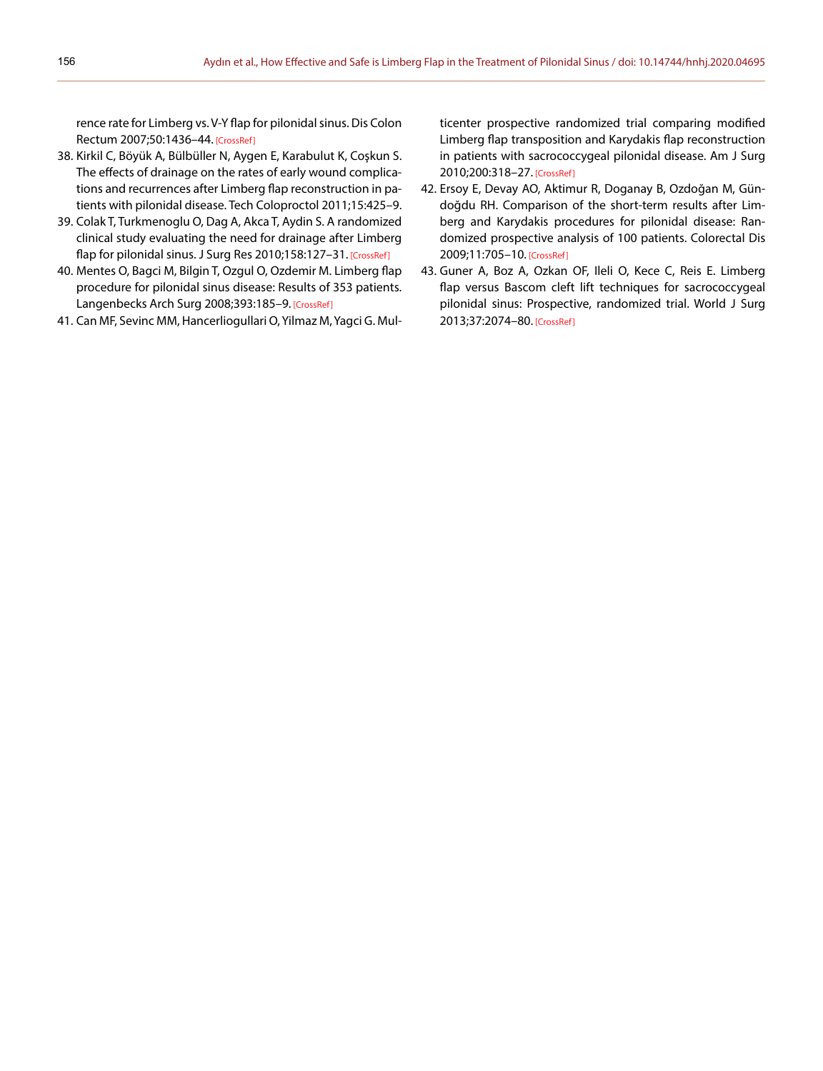rence rate for Limberg vs. V-Y flap for pilonidal sinus. Dis Colon Rectum 2007;50:1436–44. [CrossRef]

38. Kirkil C, Böyük A, Bülbüller N, Aygen E, Karabulut K, Coşkun S. The effects of drainage on the rates of early wound complications and recurrences after Limberg flap reconstruction in patients with pilonidal disease. Tech Coloproctol 2011;15:425–9.
39. Colak T, Turkmenoglu O, Dag A, Akca T, Aydin S. A randomized clinical study evaluating the need for drainage after Limberg flap for pilonidal sinus. J Surg Res 2010;158:127–31. [CrossRef]
40. Mentes O, Bagci M, Bilgin T, Ozgul O, Ozdemir M. Limberg flap procedure for pilonidal sinus disease: Results of 353 patients. Langenbecks Arch Surg 2008;393:185–9. [CrossRef]
41. Can MF, Sevinc MM, Hancerliogullari O, Yilmaz M, Yagci G. Multicenter prospective randomized trial comparing modified Limberg flap transposition and Karydakis flap reconstruction in patients with sacrococcygeal pilonidal disease. Am J Surg 2010;200:318–27. [CrossRef]
42. Ersoy E, Devay AO, Aktimur R, Doganay B, Ozdoğan M, Gündoğdu RH. Comparison of the short-term results after Limberg and Karydakis procedures for pilonidal disease: Randomized prospective analysis of 100 patients. Colorectal Dis 2009;11:705–10. [CrossRef]
43. Guner A, Boz A, Ozkan OF, Ileli O, Kece C, Reis E. Limberg flap versus Bascom cleft lift techniques for sacrococcygeal pilonidal sinus: Prospective, randomized trial. World J Surg 2013;37:2074–80. [CrossRef]